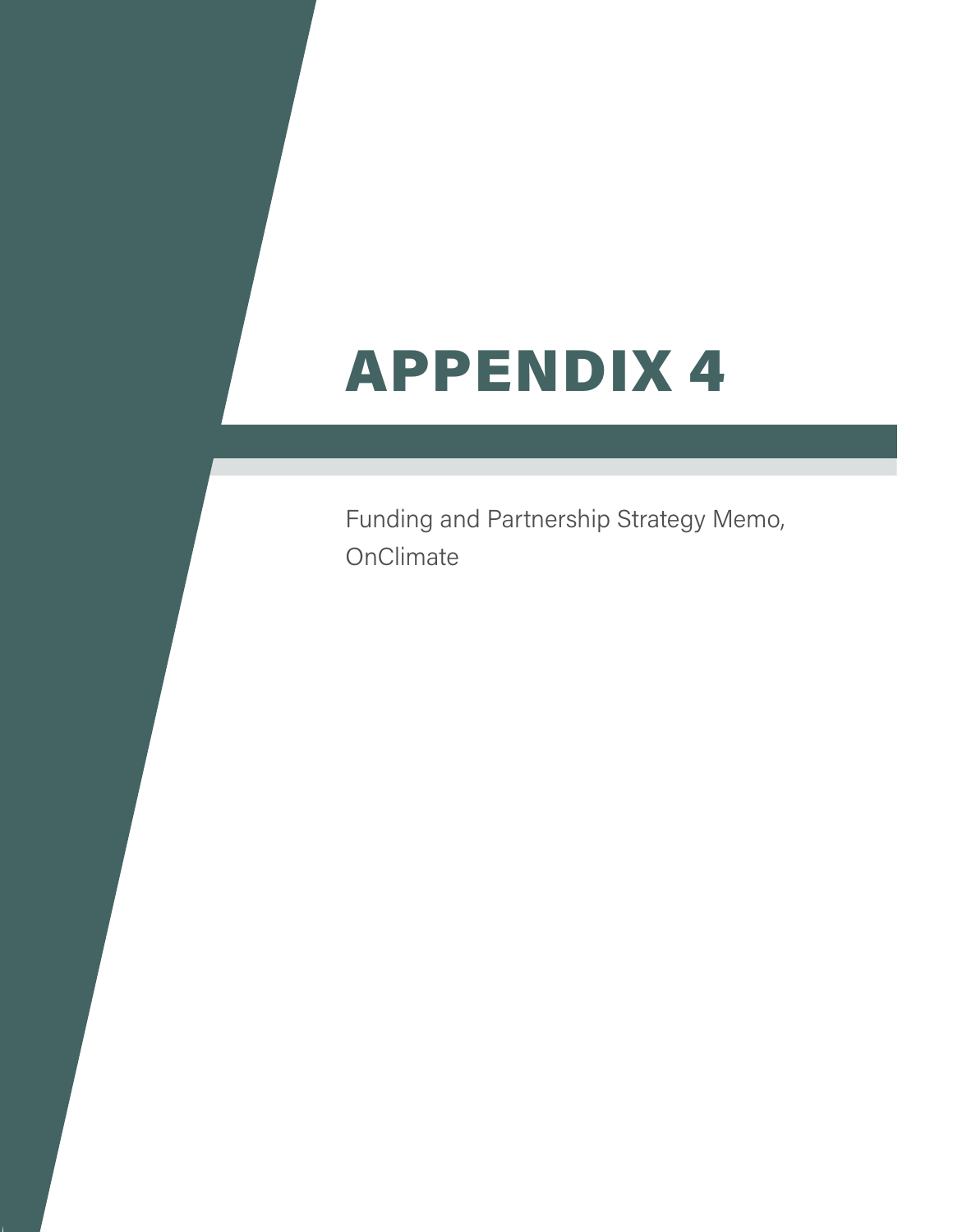# APPENDIX 4

Funding and Partnership Strategy Memo, OnClimate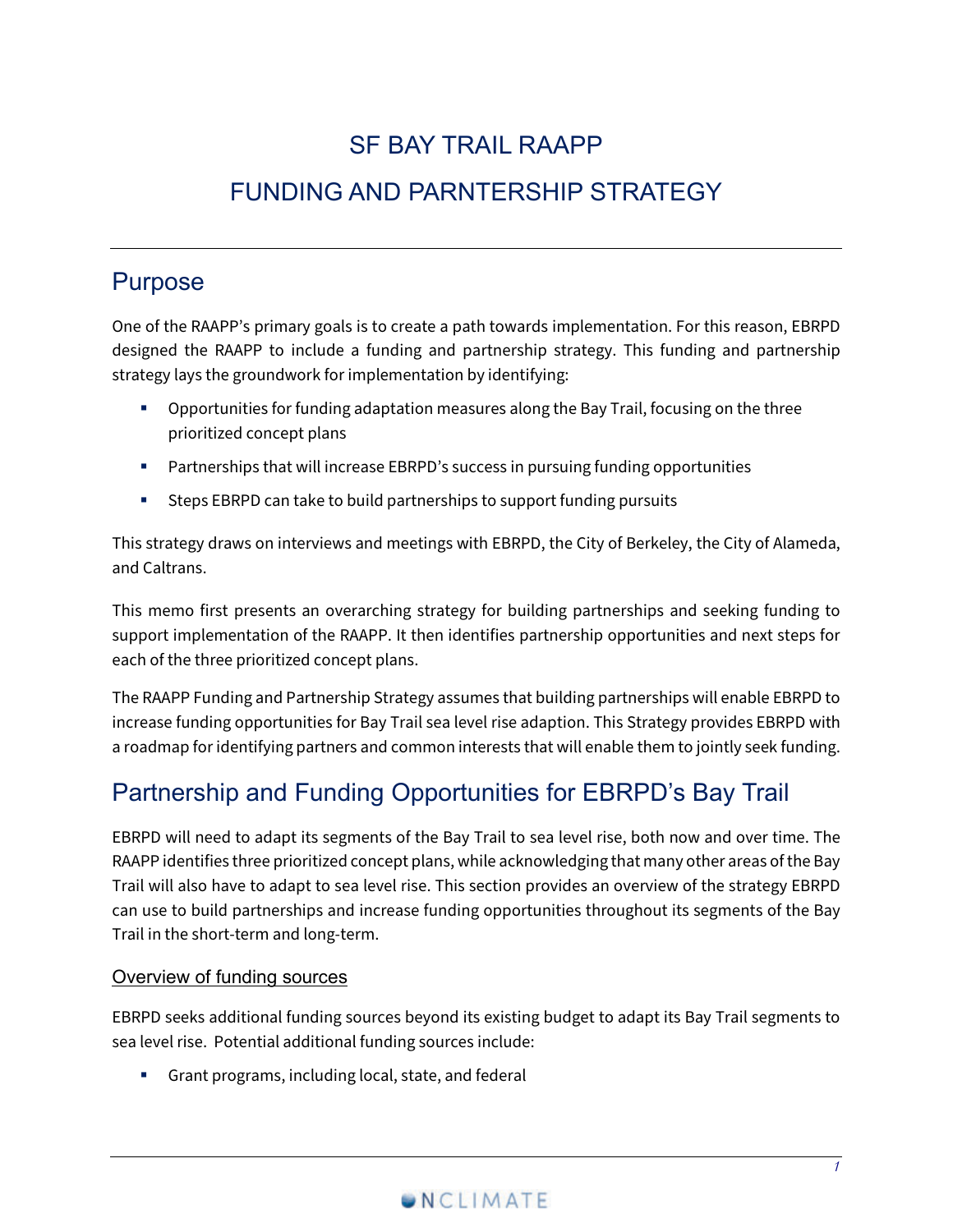# SF BAY TRAIL RAAPP

# FUNDING AND PARNTERSHIP STRATEGY

## Purpose

One of the RAAPP's primary goals is to create a path towards implementation. For this reason, EBRPD designed the RAAPP to include a funding and partnership strategy. This funding and partnership strategy lays the groundwork for implementation by identifying:

- Opportunities for funding adaptation measures along the Bay Trail, focusing on the three prioritized concept plans
- Partnerships that will increase EBRPD's success in pursuing funding opportunities
- Steps EBRPD can take to build partnerships to support funding pursuits

This strategy draws on interviews and meetings with EBRPD, the City of Berkeley, the City of Alameda, and Caltrans.

This memo first presents an overarching strategy for building partnerships and seeking funding to support implementation of the RAAPP. It then identifies partnership opportunities and next steps for each of the three prioritized concept plans.

The RAAPP Funding and Partnership Strategy assumes that building partnerships will enable EBRPD to increase funding opportunities for Bay Trail sea level rise adaption. This Strategy provides EBRPD with a roadmap for identifying partners and common interests that will enable them to jointly seek funding.

## Partnership and Funding Opportunities for EBRPD's Bay Trail

EBRPD will need to adapt its segments of the Bay Trail to sea level rise, both now and over time. The RAAPP identifies three prioritized concept plans, while acknowledging that many other areas of the Bay Trail will also have to adapt to sea level rise. This section provides an overview of the strategy EBRPD can use to build partnerships and increase funding opportunities throughout its segments of the Bay Trail in the short-term and long-term.

### Overview of funding sources

EBRPD seeks additional funding sources beyond its existing budget to adapt its Bay Trail segments to sea level rise. Potential additional funding sources include:

- Grant programs, including local, state, and federal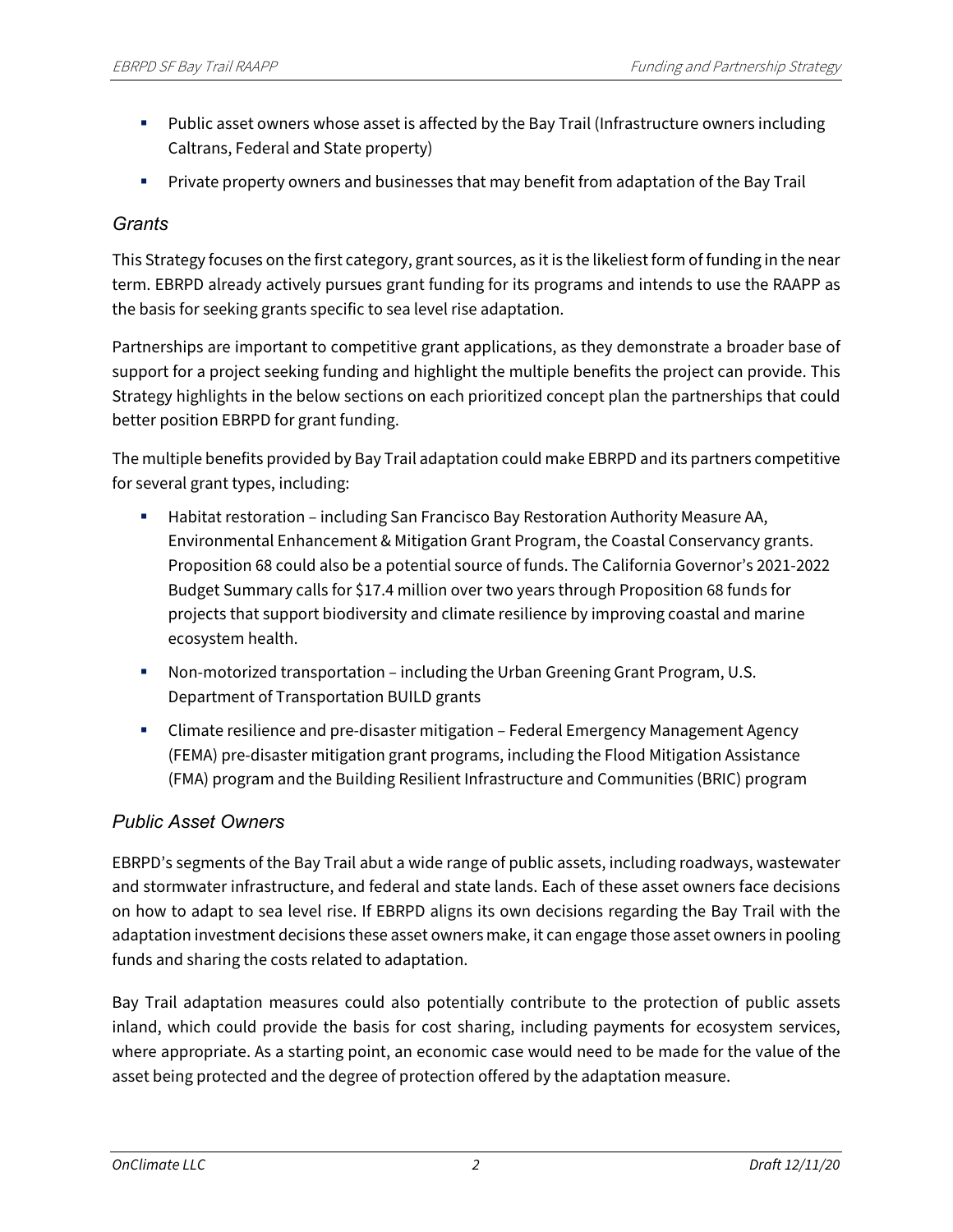- Public asset owners whose asset is affected by the Bay Trail (Infrastructure owners including Caltrans, Federal and State property)
- Private property owners and businesses that may benefit from adaptation of the Bay Trail

### *Grants*

This Strategy focuses on the first category, grant sources, as it is the likeliest form of funding in the near term. EBRPD already actively pursues grant funding for its programs and intends to use the RAAPP as the basis for seeking grants specific to sea level rise adaptation.

Partnerships are important to competitive grant applications, as they demonstrate a broader base of support for a project seeking funding and highlight the multiple benefits the project can provide. This Strategy highlights in the below sections on each prioritized concept plan the partnerships that could better position EBRPD for grant funding.

The multiple benefits provided by Bay Trail adaptation could make EBRPD and its partners competitive for several grant types, including:

- Habitat restoration – including San Francisco Bay Restoration Authority Measure AA, Environmental Enhancement & Mitigation Grant Program, the Coastal Conservancy grants. Proposition 68 could also be a potential source of funds. The California Governor's 2021-2022 Budget Summary calls for $17.4 million over two years through Proposition 68 funds for projects that support biodiversity and climate resilience by improving coastal and marine ecosystem health.
- Non-motorized transportation – including the Urban Greening Grant Program, U.S. Department of Transportation BUILD grants
- Climate resilience and pre-disaster mitigation – Federal Emergency Management Agency (FEMA) pre-disaster mitigation grant programs, including the Flood Mitigation Assistance (FMA) program and the Building Resilient Infrastructure and Communities (BRIC) program

### *Public Asset Owners*

EBRPD's segments of the Bay Trail abut a wide range of public assets, including roadways, wastewater and stormwater infrastructure, and federal and state lands. Each of these asset owners face decisions on how to adapt to sea level rise. If EBRPD aligns its own decisions regarding the Bay Trail with the adaptation investment decisions these asset owners make, it can engage those asset owners in pooling funds and sharing the costs related to adaptation.

Bay Trail adaptation measures could also potentially contribute to the protection of public assets inland, which could provide the basis for cost sharing, including payments for ecosystem services, where appropriate. As a starting point, an economic case would need to be made for the value of the asset being protected and the degree of protection offered by the adaptation measure.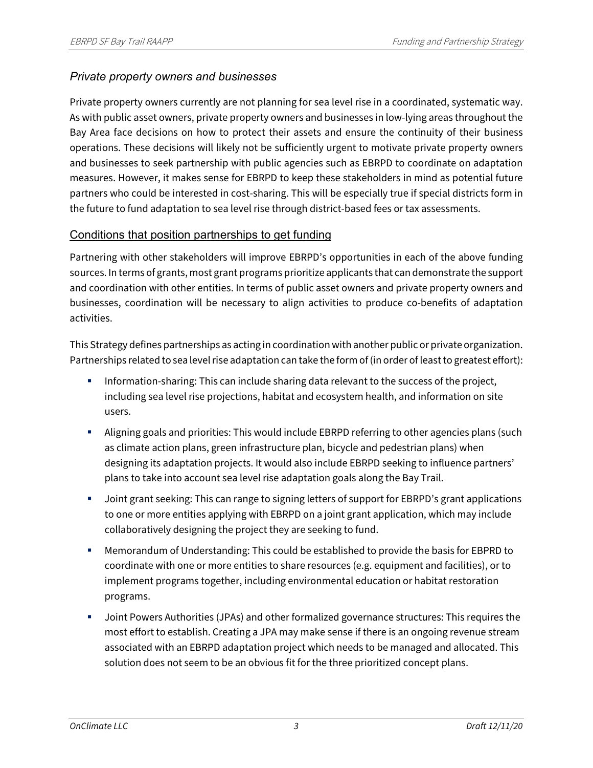### *Private property owners and businesses*

Private property owners currently are not planning for sea level rise in a coordinated, systematic way. As with public asset owners, private property owners and businesses in low-lying areas throughout the Bay Area face decisions on how to protect their assets and ensure the continuity of their business operations. These decisions will likely not be sufficiently urgent to motivate private property owners and businesses to seek partnership with public agencies such as EBRPD to coordinate on adaptation measures. However, it makes sense for EBRPD to keep these stakeholders in mind as potential future partners who could be interested in cost-sharing. This will be especially true if special districts form in the future to fund adaptation to sea level rise through district-based fees or tax assessments.

## Conditions that position partnerships to get funding

Partnering with other stakeholders will improve EBRPD's opportunities in each of the above funding sources. In terms of grants, most grant programs prioritize applicants that can demonstrate the support and coordination with other entities. In terms of public asset owners and private property owners and businesses, coordination will be necessary to align activities to produce co-benefits of adaptation activities.

This Strategy defines partnerships as acting in coordination with another public or private organization. Partnerships related to sea level rise adaptation can take the form of (in order of least to greatest effort):

- Information-sharing: This can include sharing data relevant to the success of the project, including sea level rise projections, habitat and ecosystem health, and information on site users.
- Aligning goals and priorities: This would include EBRPD referring to other agencies plans (such as climate action plans, green infrastructure plan, bicycle and pedestrian plans) when designing its adaptation projects. It would also include EBRPD seeking to influence partners' plans to take into account sea level rise adaptation goals along the Bay Trail.
- Joint grant seeking: This can range to signing letters of support for EBRPD's grant applications to one or more entities applying with EBRPD on a joint grant application, which may include collaboratively designing the project they are seeking to fund.
- Memorandum of Understanding: This could be established to provide the basis for EBPRD to coordinate with one or more entities to share resources (e.g. equipment and facilities), or to implement programs together, including environmental education or habitat restoration programs.
- Joint Powers Authorities (JPAs) and other formalized governance structures: This requires the most effort to establish. Creating a JPA may make sense if there is an ongoing revenue stream associated with an EBRPD adaptation project which needs to be managed and allocated. This solution does not seem to be an obvious fit for the three prioritized concept plans.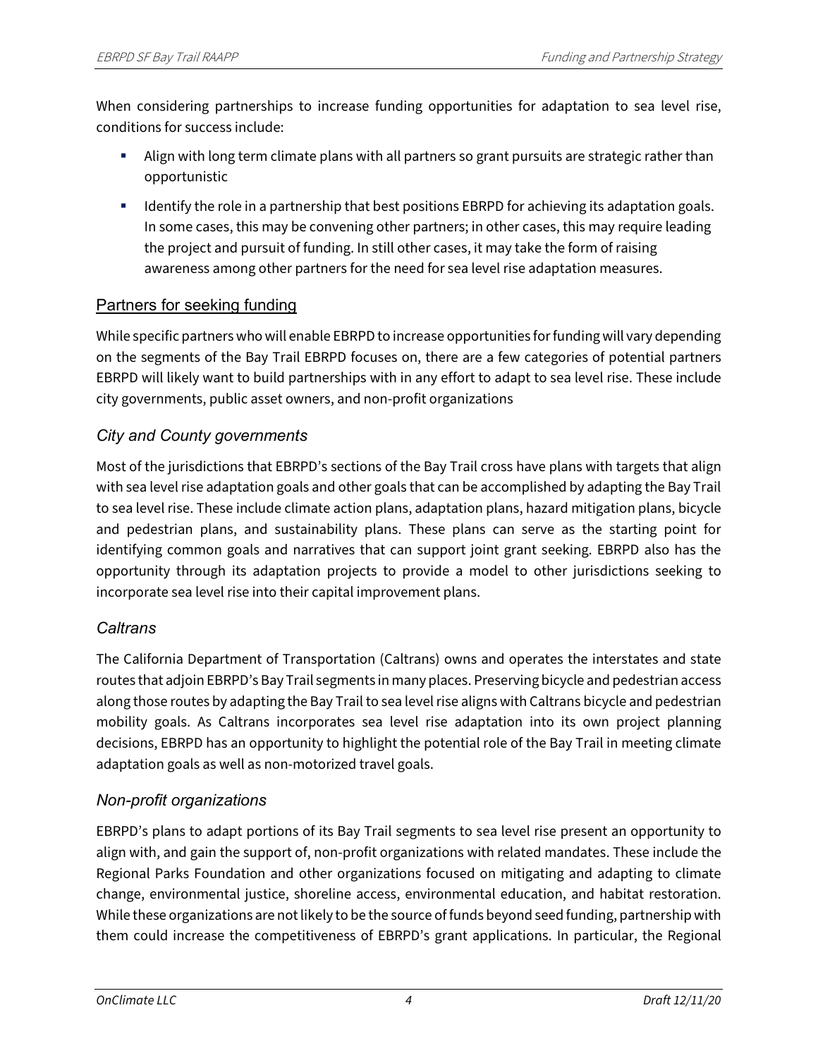When considering partnerships to increase funding opportunities for adaptation to sea level rise, conditions for success include:

- Align with long term climate plans with all partners so grant pursuits are strategic rather than opportunistic
- Identify the role in a partnership that best positions EBRPD for achieving its adaptation goals. In some cases, this may be convening other partners; in other cases, this may require leading the project and pursuit of funding. In still other cases, it may take the form of raising awareness among other partners for the need for sea level rise adaptation measures.

## Partners for seeking funding

While specific partners who will enable EBRPD to increase opportunities for funding will vary depending on the segments of the Bay Trail EBRPD focuses on, there are a few categories of potential partners EBRPD will likely want to build partnerships with in any effort to adapt to sea level rise. These include city governments, public asset owners, and non-profit organizations

### *City and County governments*

Most of the jurisdictions that EBRPD's sections of the Bay Trail cross have plans with targets that align with sea level rise adaptation goals and other goals that can be accomplished by adapting the Bay Trail to sea level rise. These include climate action plans, adaptation plans, hazard mitigation plans, bicycle and pedestrian plans, and sustainability plans. These plans can serve as the starting point for identifying common goals and narratives that can support joint grant seeking. EBRPD also has the opportunity through its adaptation projects to provide a model to other jurisdictions seeking to incorporate sea level rise into their capital improvement plans.

### *Caltrans*

The California Department of Transportation (Caltrans) owns and operates the interstates and state routes that adjoin EBRPD's Bay Trail segments in many places. Preserving bicycle and pedestrian access along those routes by adapting the Bay Trail to sea level rise aligns with Caltrans bicycle and pedestrian mobility goals. As Caltrans incorporates sea level rise adaptation into its own project planning decisions, EBRPD has an opportunity to highlight the potential role of the Bay Trail in meeting climate adaptation goals as well as non-motorized travel goals.

### *Non-profit organizations*

EBRPD's plans to adapt portions of its Bay Trail segments to sea level rise present an opportunity to align with, and gain the support of, non-profit organizations with related mandates. These include the Regional Parks Foundation and other organizations focused on mitigating and adapting to climate change, environmental justice, shoreline access, environmental education, and habitat restoration. While these organizations are not likely to be the source of funds beyond seed funding, partnership with them could increase the competitiveness of EBRPD's grant applications. In particular, the Regional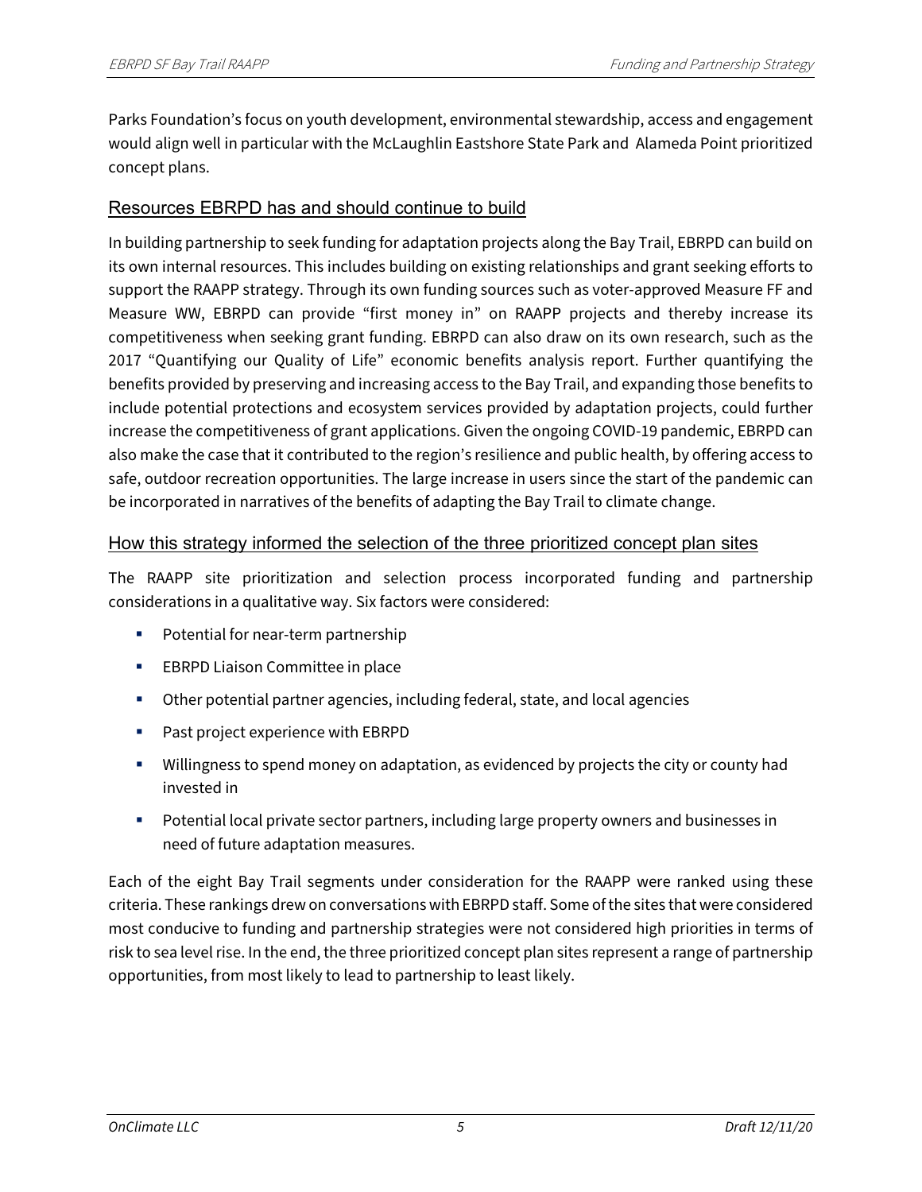Parks Foundation's focus on youth development, environmental stewardship, access and engagement would align well in particular with the McLaughlin Eastshore State Park and Alameda Point prioritized concept plans.

## Resources EBRPD has and should continue to build

In building partnership to seek funding for adaptation projects along the Bay Trail, EBRPD can build on its own internal resources. This includes building on existing relationships and grant seeking efforts to support the RAAPP strategy. Through its own funding sources such as voter-approved Measure FF and Measure WW, EBRPD can provide "first money in" on RAAPP projects and thereby increase its competitiveness when seeking grant funding. EBRPD can also draw on its own research, such as the 2017 "Quantifying our Quality of Life" economic benefits analysis report. Further quantifying the benefits provided by preserving and increasing access to the Bay Trail, and expanding those benefits to include potential protections and ecosystem services provided by adaptation projects, could further increase the competitiveness of grant applications. Given the ongoing COVID-19 pandemic, EBRPD can also make the case that it contributed to the region's resilience and public health, by offering access to safe, outdoor recreation opportunities. The large increase in users since the start of the pandemic can be incorporated in narratives of the benefits of adapting the Bay Trail to climate change.

## How this strategy informed the selection of the three prioritized concept plan sites

The RAAPP site prioritization and selection process incorporated funding and partnership considerations in a qualitative way. Six factors were considered:

- Potential for near-term partnership
- EBRPD Liaison Committee in place
- Other potential partner agencies, including federal, state, and local agencies
- Past project experience with EBRPD
- Willingness to spend money on adaptation, as evidenced by projects the city or county had invested in
- Potential local private sector partners, including large property owners and businesses in need of future adaptation measures.

Each of the eight Bay Trail segments under consideration for the RAAPP were ranked using these criteria. These rankings drew on conversations with EBRPD staff. Some of the sites that were considered most conducive to funding and partnership strategies were not considered high priorities in terms of risk to sea level rise. In the end, the three prioritized concept plan sites represent a range of partnership opportunities, from most likely to lead to partnership to least likely.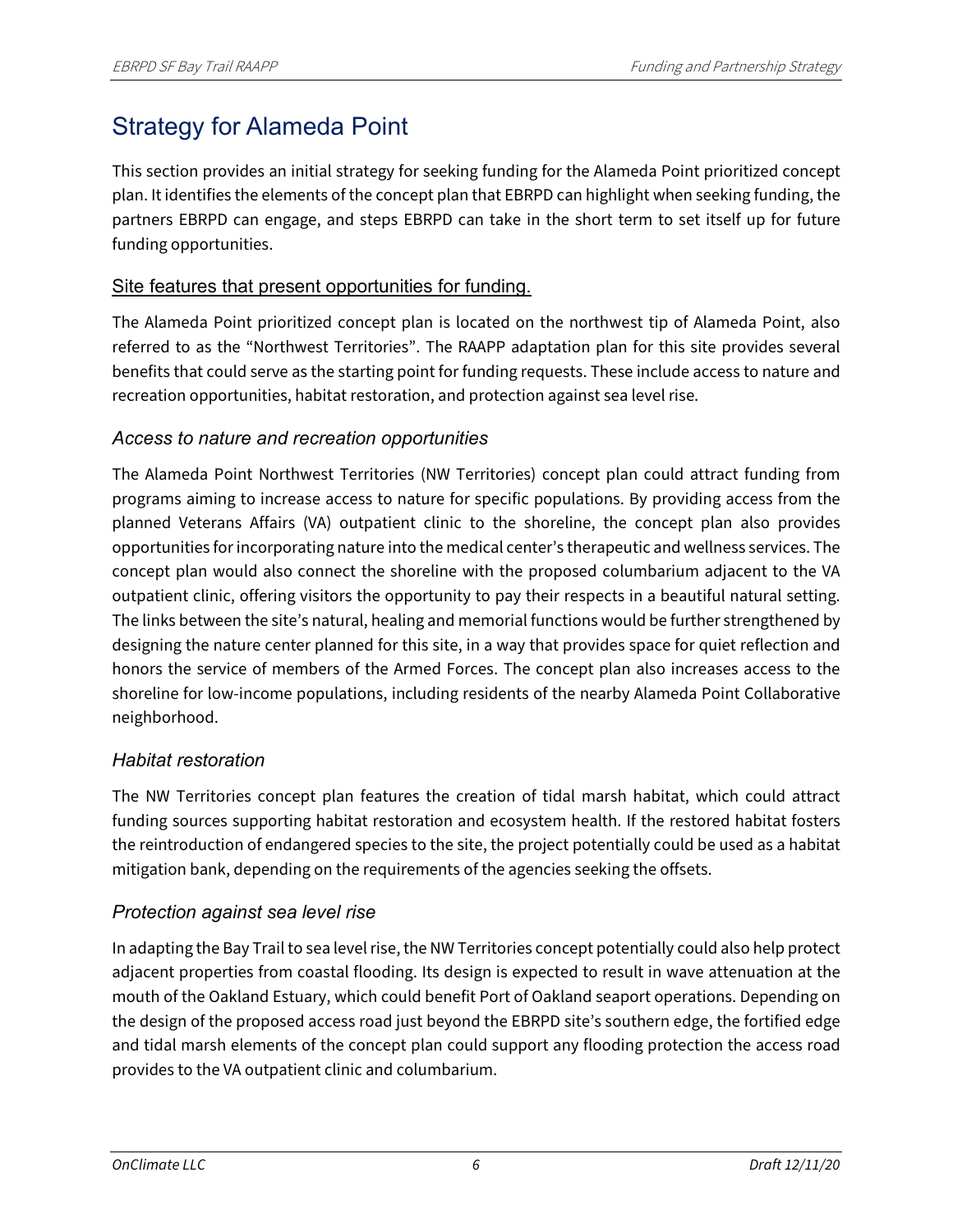# Strategy for Alameda Point

This section provides an initial strategy for seeking funding for the Alameda Point prioritized concept plan. It identifies the elements of the concept plan that EBRPD can highlight when seeking funding, the partners EBRPD can engage, and steps EBRPD can take in the short term to set itself up for future funding opportunities.

## Site features that present opportunities for funding.

The Alameda Point prioritized concept plan is located on the northwest tip of Alameda Point, also referred to as the "Northwest Territories". The RAAPP adaptation plan for this site provides several benefits that could serve as the starting point for funding requests. These include access to nature and recreation opportunities, habitat restoration, and protection against sea level rise.

### *Access to nature and recreation opportunities*

The Alameda Point Northwest Territories (NW Territories) concept plan could attract funding from programs aiming to increase access to nature for specific populations. By providing access from the planned Veterans Affairs (VA) outpatient clinic to the shoreline, the concept plan also provides opportunities for incorporating nature into the medical center's therapeutic and wellness services. The concept plan would also connect the shoreline with the proposed columbarium adjacent to the VA outpatient clinic, offering visitors the opportunity to pay their respects in a beautiful natural setting. The links between the site's natural, healing and memorial functions would be further strengthened by designing the nature center planned for this site, in a way that provides space for quiet reflection and honors the service of members of the Armed Forces. The concept plan also increases access to the shoreline for low-income populations, including residents of the nearby Alameda Point Collaborative neighborhood.

### *Habitat restoration*

The NW Territories concept plan features the creation of tidal marsh habitat, which could attract funding sources supporting habitat restoration and ecosystem health. If the restored habitat fosters the reintroduction of endangered species to the site, the project potentially could be used as a habitat mitigation bank, depending on the requirements of the agencies seeking the offsets.

### *Protection against sea level rise*

In adapting the Bay Trail to sea level rise, the NW Territories concept potentially could also help protect adjacent properties from coastal flooding. Its design is expected to result in wave attenuation at the mouth of the Oakland Estuary, which could benefit Port of Oakland seaport operations. Depending on the design of the proposed access road just beyond the EBRPD site's southern edge, the fortified edge and tidal marsh elements of the concept plan could support any flooding protection the access road provides to the VA outpatient clinic and columbarium.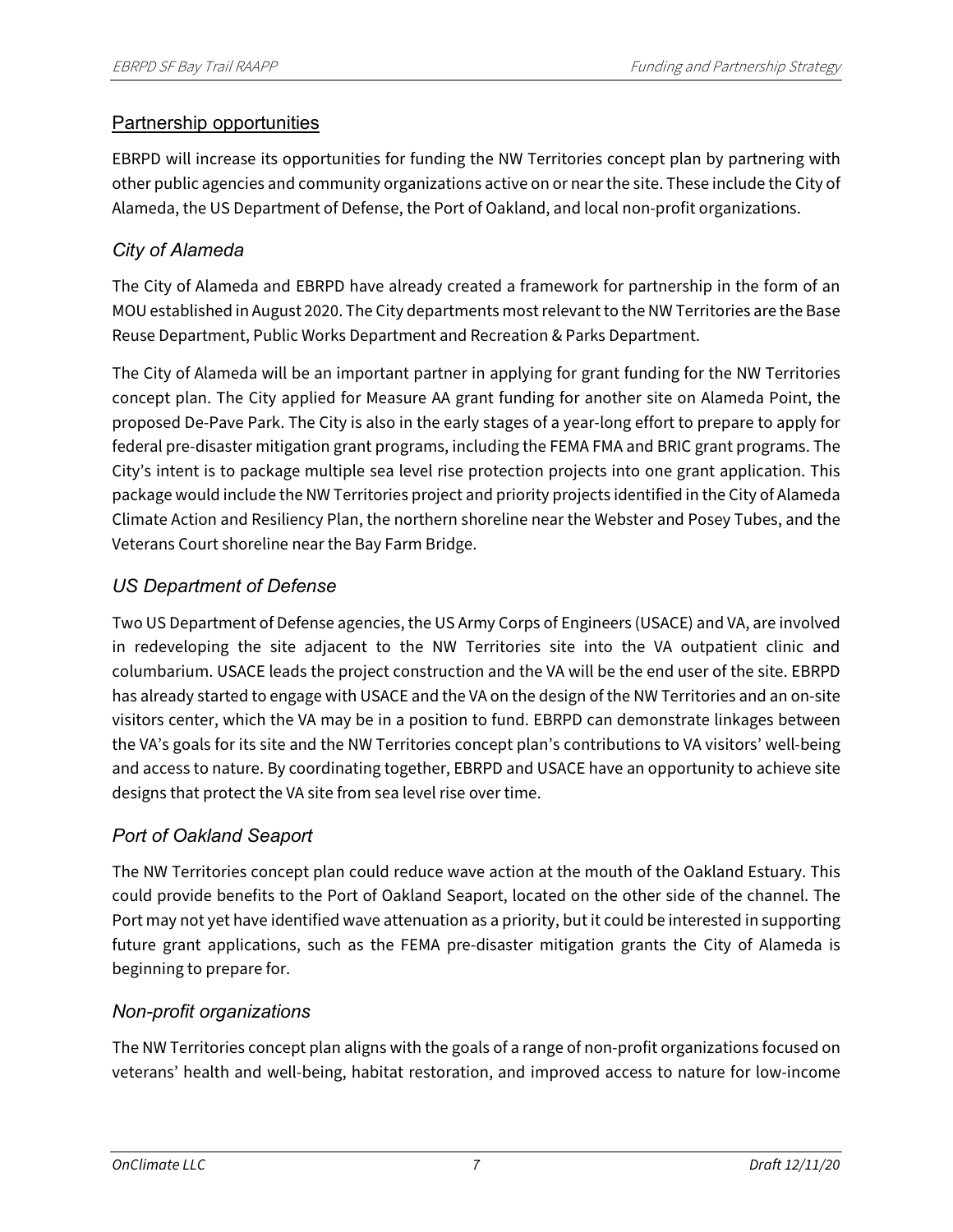## Partnership opportunities

EBRPD will increase its opportunities for funding the NW Territories concept plan by partnering with other public agencies and community organizations active on or near the site. These include the City of Alameda, the US Department of Defense, the Port of Oakland, and local non-profit organizations.

### *City of Alameda*

The City of Alameda and EBRPD have already created a framework for partnership in the form of an MOU established in August 2020. The City departments most relevant to the NW Territories are the Base Reuse Department, Public Works Department and Recreation & Parks Department.

The City of Alameda will be an important partner in applying for grant funding for the NW Territories concept plan. The City applied for Measure AA grant funding for another site on Alameda Point, the proposed De-Pave Park. The City is also in the early stages of a year-long effort to prepare to apply for federal pre-disaster mitigation grant programs, including the FEMA FMA and BRIC grant programs. The City's intent is to package multiple sea level rise protection projects into one grant application. This package would include the NW Territories project and priority projects identified in the City of Alameda Climate Action and Resiliency Plan, the northern shoreline near the Webster and Posey Tubes, and the Veterans Court shoreline near the Bay Farm Bridge.

### *US Department of Defense*

Two US Department of Defense agencies, the US Army Corps of Engineers (USACE) and VA, are involved in redeveloping the site adjacent to the NW Territories site into the VA outpatient clinic and columbarium. USACE leads the project construction and the VA will be the end user of the site. EBRPD has already started to engage with USACE and the VA on the design of the NW Territories and an on-site visitors center, which the VA may be in a position to fund. EBRPD can demonstrate linkages between the VA's goals for its site and the NW Territories concept plan's contributions to VA visitors' well-being and access to nature. By coordinating together, EBRPD and USACE have an opportunity to achieve site designs that protect the VA site from sea level rise over time.

### *Port of Oakland Seaport*

The NW Territories concept plan could reduce wave action at the mouth of the Oakland Estuary. This could provide benefits to the Port of Oakland Seaport, located on the other side of the channel. The Port may not yet have identified wave attenuation as a priority, but it could be interested in supporting future grant applications, such as the FEMA pre-disaster mitigation grants the City of Alameda is beginning to prepare for.

### *Non-profit organizations*

The NW Territories concept plan aligns with the goals of a range of non-profit organizations focused on veterans' health and well-being, habitat restoration, and improved access to nature for low-income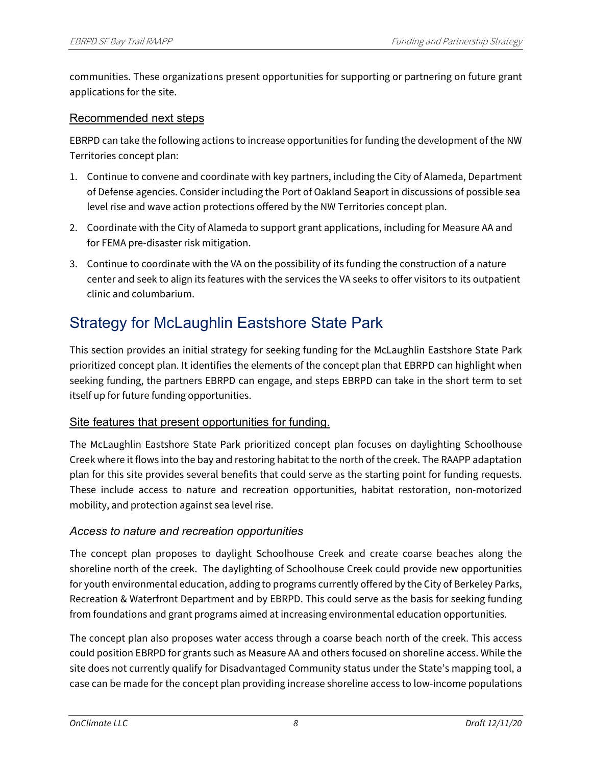communities. These organizations present opportunities for supporting or partnering on future grant applications for the site.

### Recommended next steps

EBRPD can take the following actions to increase opportunities for funding the development of the NW Territories concept plan:

1. Continue to convene and coordinate with key partners, including the City of Alameda, Department of Defense agencies. Consider including the Port of Oakland Seaport in discussions of possible sea level rise and wave action protections offered by the NW Territories concept plan.
2. Coordinate with the City of Alameda to support grant applications, including for Measure AA and for FEMA pre-disaster risk mitigation.
3. Continue to coordinate with the VA on the possibility of its funding the construction of a nature center and seek to align its features with the services the VA seeks to offer visitors to its outpatient clinic and columbarium.

## Strategy for McLaughlin Eastshore State Park

This section provides an initial strategy for seeking funding for the McLaughlin Eastshore State Park prioritized concept plan. It identifies the elements of the concept plan that EBRPD can highlight when seeking funding, the partners EBRPD can engage, and steps EBRPD can take in the short term to set itself up for future funding opportunities.

### Site features that present opportunities for funding.

The McLaughlin Eastshore State Park prioritized concept plan focuses on daylighting Schoolhouse Creek where it flows into the bay and restoring habitat to the north of the creek. The RAAPP adaptation plan for this site provides several benefits that could serve as the starting point for funding requests. These include access to nature and recreation opportunities, habitat restoration, non-motorized mobility, and protection against sea level rise.

#### *Access to nature and recreation opportunities*

The concept plan proposes to daylight Schoolhouse Creek and create coarse beaches along the shoreline north of the creek. The daylighting of Schoolhouse Creek could provide new opportunities for youth environmental education, adding to programs currently offered by the City of Berkeley Parks, Recreation & Waterfront Department and by EBRPD. This could serve as the basis for seeking funding from foundations and grant programs aimed at increasing environmental education opportunities.

The concept plan also proposes water access through a coarse beach north of the creek. This access could position EBRPD for grants such as Measure AA and others focused on shoreline access. While the site does not currently qualify for Disadvantaged Community status under the State's mapping tool, a case can be made for the concept plan providing increase shoreline access to low-income populations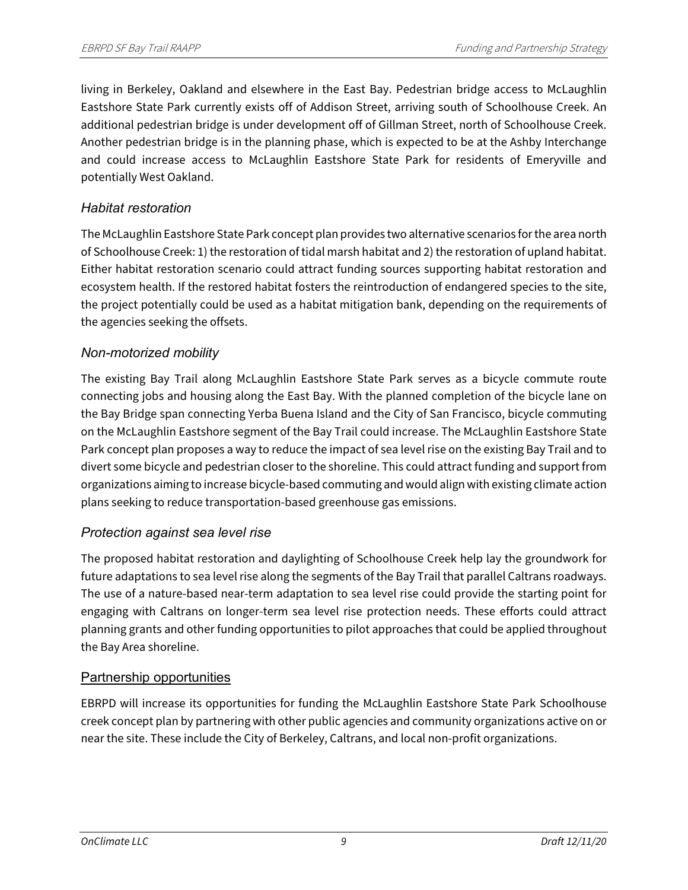living in Berkeley, Oakland and elsewhere in the East Bay. Pedestrian bridge access to McLaughlin Eastshore State Park currently exists off of Addison Street, arriving south of Schoolhouse Creek. An additional pedestrian bridge is under development off of Gillman Street, north of Schoolhouse Creek. Another pedestrian bridge is in the planning phase, which is expected to be at the Ashby Interchange and could increase access to McLaughlin Eastshore State Park for residents of Emeryville and potentially West Oakland.

### *Habitat restoration*

The McLaughlin Eastshore State Park concept plan provides two alternative scenarios for the area north of Schoolhouse Creek: 1) the restoration of tidal marsh habitat and 2) the restoration of upland habitat. Either habitat restoration scenario could attract funding sources supporting habitat restoration and ecosystem health. If the restored habitat fosters the reintroduction of endangered species to the site, the project potentially could be used as a habitat mitigation bank, depending on the requirements of the agencies seeking the offsets.

### *Non-motorized mobility*

The existing Bay Trail along McLaughlin Eastshore State Park serves as a bicycle commute route connecting jobs and housing along the East Bay. With the planned completion of the bicycle lane on the Bay Bridge span connecting Yerba Buena Island and the City of San Francisco, bicycle commuting on the McLaughlin Eastshore segment of the Bay Trail could increase. The McLaughlin Eastshore State Park concept plan proposes a way to reduce the impact of sea level rise on the existing Bay Trail and to divert some bicycle and pedestrian closer to the shoreline. This could attract funding and support from organizations aiming to increase bicycle-based commuting and would align with existing climate action plans seeking to reduce transportation-based greenhouse gas emissions.

### *Protection against sea level rise*

The proposed habitat restoration and daylighting of Schoolhouse Creek help lay the groundwork for future adaptations to sea level rise along the segments of the Bay Trail that parallel Caltrans roadways. The use of a nature-based near-term adaptation to sea level rise could provide the starting point for engaging with Caltrans on longer-term sea level rise protection needs. These efforts could attract planning grants and other funding opportunities to pilot approaches that could be applied throughout the Bay Area shoreline.

## Partnership opportunities

EBRPD will increase its opportunities for funding the McLaughlin Eastshore State Park Schoolhouse creek concept plan by partnering with other public agencies and community organizations active on or near the site. These include the City of Berkeley, Caltrans, and local non-profit organizations.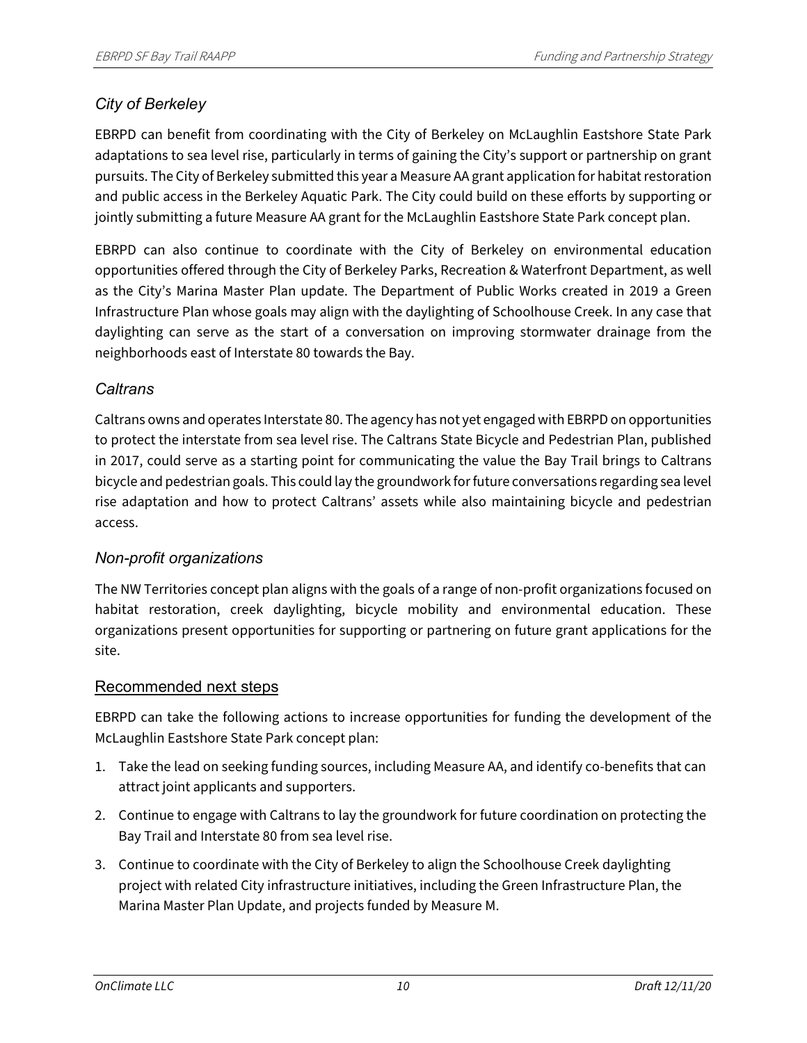### *City of Berkeley*

EBRPD can benefit from coordinating with the City of Berkeley on McLaughlin Eastshore State Park adaptations to sea level rise, particularly in terms of gaining the City's support or partnership on grant pursuits. The City of Berkeley submitted this year a Measure AA grant application for habitat restoration and public access in the Berkeley Aquatic Park. The City could build on these efforts by supporting or jointly submitting a future Measure AA grant for the McLaughlin Eastshore State Park concept plan.

EBRPD can also continue to coordinate with the City of Berkeley on environmental education opportunities offered through the City of Berkeley Parks, Recreation & Waterfront Department, as well as the City's Marina Master Plan update. The Department of Public Works created in 2019 a Green Infrastructure Plan whose goals may align with the daylighting of Schoolhouse Creek. In any case that daylighting can serve as the start of a conversation on improving stormwater drainage from the neighborhoods east of Interstate 80 towards the Bay.

### *Caltrans*

Caltrans owns and operates Interstate 80. The agency has not yet engaged with EBRPD on opportunities to protect the interstate from sea level rise. The Caltrans State Bicycle and Pedestrian Plan, published in 2017, could serve as a starting point for communicating the value the Bay Trail brings to Caltrans bicycle and pedestrian goals. This could lay the groundwork for future conversations regarding sea level rise adaptation and how to protect Caltrans' assets while also maintaining bicycle and pedestrian access.

### *Non-profit organizations*

The NW Territories concept plan aligns with the goals of a range of non-profit organizations focused on habitat restoration, creek daylighting, bicycle mobility and environmental education. These organizations present opportunities for supporting or partnering on future grant applications for the site.

## Recommended next steps

EBRPD can take the following actions to increase opportunities for funding the development of the McLaughlin Eastshore State Park concept plan:

1. Take the lead on seeking funding sources, including Measure AA, and identify co-benefits that can attract joint applicants and supporters.
2. Continue to engage with Caltrans to lay the groundwork for future coordination on protecting the Bay Trail and Interstate 80 from sea level rise.
3. Continue to coordinate with the City of Berkeley to align the Schoolhouse Creek daylighting project with related City infrastructure initiatives, including the Green Infrastructure Plan, the Marina Master Plan Update, and projects funded by Measure M.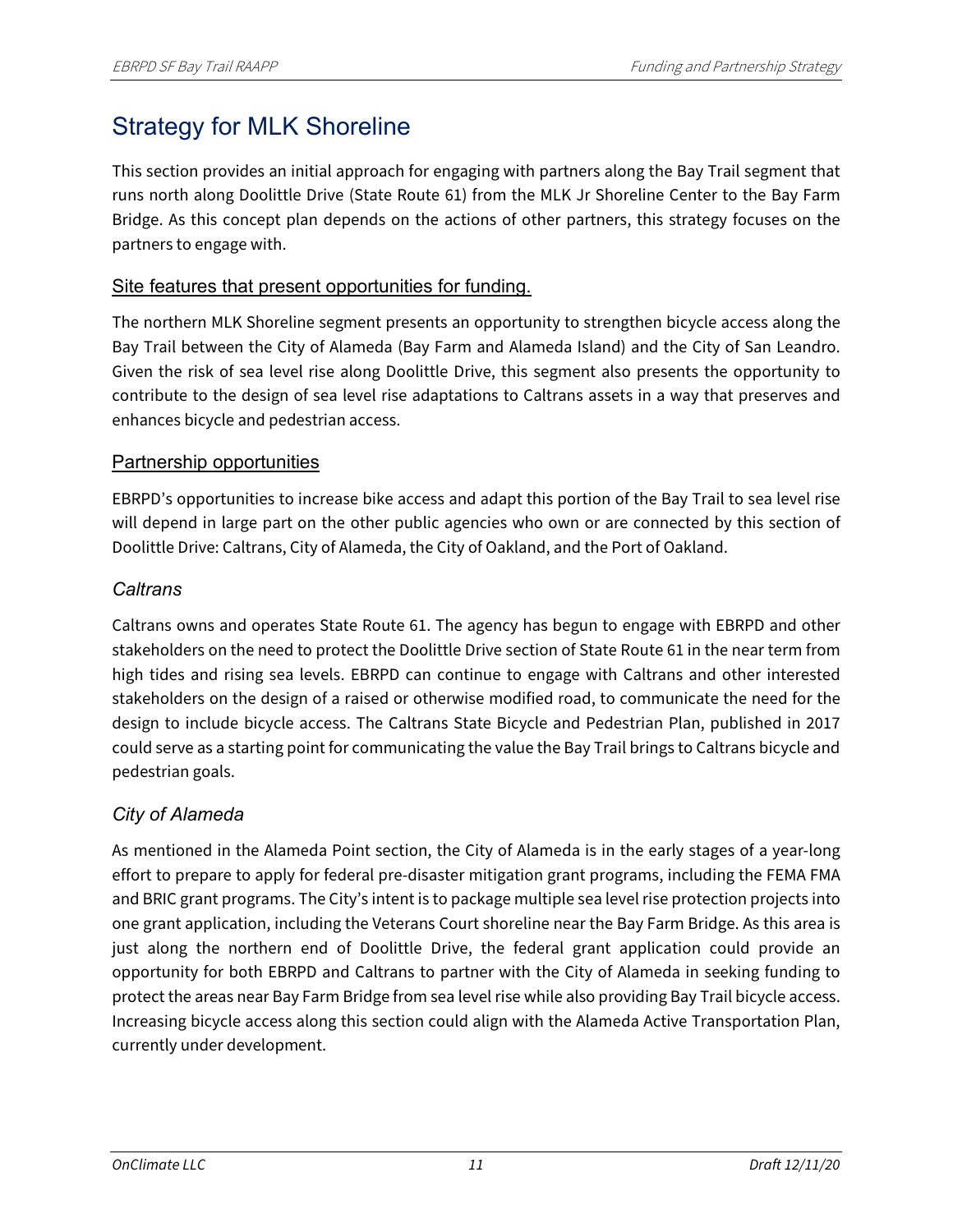# Strategy for MLK Shoreline

This section provides an initial approach for engaging with partners along the Bay Trail segment that runs north along Doolittle Drive (State Route 61) from the MLK Jr Shoreline Center to the Bay Farm Bridge. As this concept plan depends on the actions of other partners, this strategy focuses on the partners to engage with.

## Site features that present opportunities for funding.

The northern MLK Shoreline segment presents an opportunity to strengthen bicycle access along the Bay Trail between the City of Alameda (Bay Farm and Alameda Island) and the City of San Leandro. Given the risk of sea level rise along Doolittle Drive, this segment also presents the opportunity to contribute to the design of sea level rise adaptations to Caltrans assets in a way that preserves and enhances bicycle and pedestrian access.

## Partnership opportunities

EBRPD's opportunities to increase bike access and adapt this portion of the Bay Trail to sea level rise will depend in large part on the other public agencies who own or are connected by this section of Doolittle Drive: Caltrans, City of Alameda, the City of Oakland, and the Port of Oakland.

### *Caltrans*

Caltrans owns and operates State Route 61. The agency has begun to engage with EBRPD and other stakeholders on the need to protect the Doolittle Drive section of State Route 61 in the near term from high tides and rising sea levels. EBRPD can continue to engage with Caltrans and other interested stakeholders on the design of a raised or otherwise modified road, to communicate the need for the design to include bicycle access. The Caltrans State Bicycle and Pedestrian Plan, published in 2017 could serve as a starting point for communicating the value the Bay Trail brings to Caltrans bicycle and pedestrian goals.

### *City of Alameda*

As mentioned in the Alameda Point section, the City of Alameda is in the early stages of a year-long effort to prepare to apply for federal pre-disaster mitigation grant programs, including the FEMA FMA and BRIC grant programs. The City's intent is to package multiple sea level rise protection projects into one grant application, including the Veterans Court shoreline near the Bay Farm Bridge. As this area is just along the northern end of Doolittle Drive, the federal grant application could provide an opportunity for both EBRPD and Caltrans to partner with the City of Alameda in seeking funding to protect the areas near Bay Farm Bridge from sea level rise while also providing Bay Trail bicycle access. Increasing bicycle access along this section could align with the Alameda Active Transportation Plan, currently under development.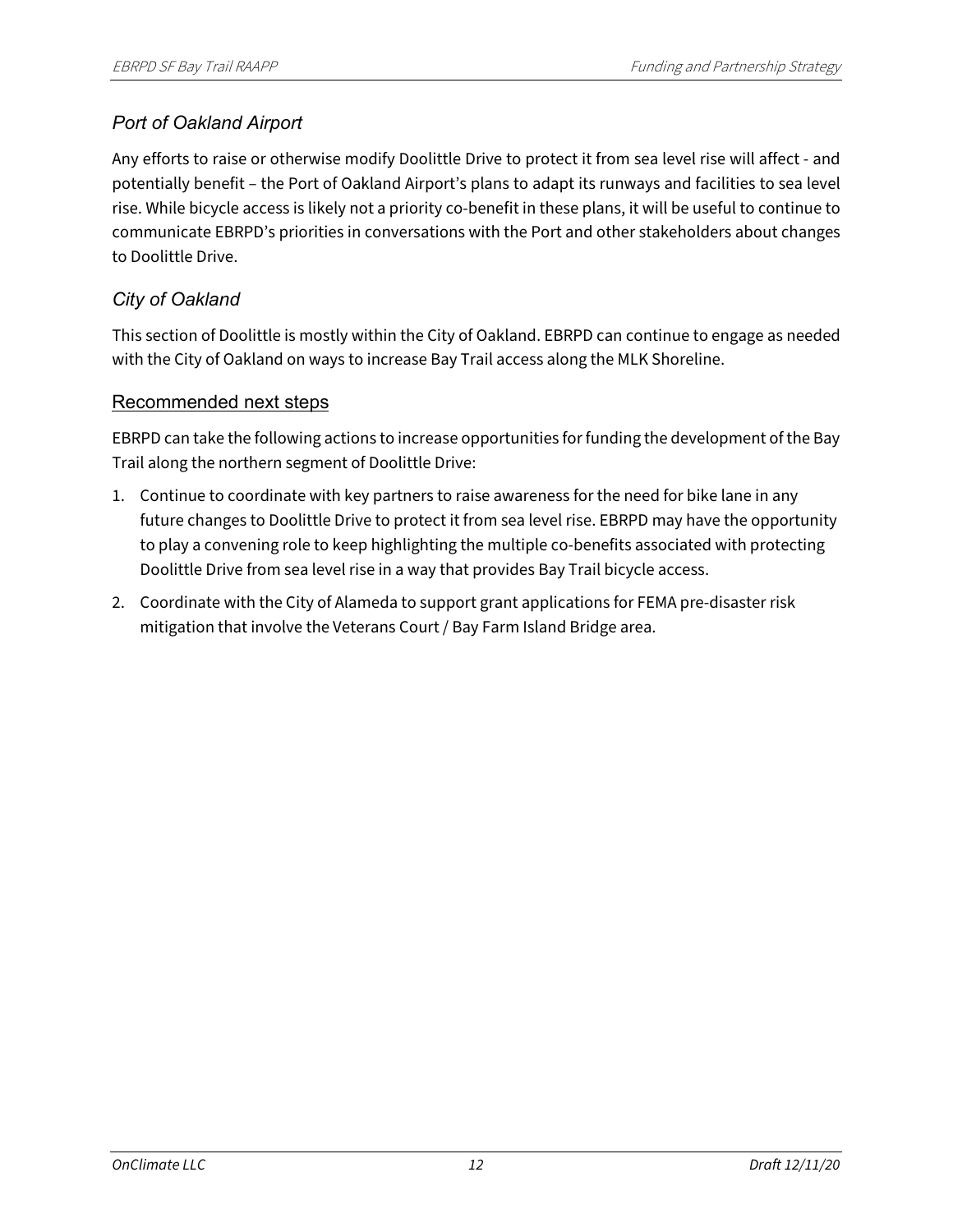### *Port of Oakland Airport*

Any efforts to raise or otherwise modify Doolittle Drive to protect it from sea level rise will affect - and potentially benefit – the Port of Oakland Airport's plans to adapt its runways and facilities to sea level rise. While bicycle access is likely not a priority co-benefit in these plans, it will be useful to continue to communicate EBRPD's priorities in conversations with the Port and other stakeholders about changes to Doolittle Drive.

### *City of Oakland*

This section of Doolittle is mostly within the City of Oakland. EBRPD can continue to engage as needed with the City of Oakland on ways to increase Bay Trail access along the MLK Shoreline.

## Recommended next steps

EBRPD can take the following actions to increase opportunities for funding the development of the Bay Trail along the northern segment of Doolittle Drive:

1. Continue to coordinate with key partners to raise awareness for the need for bike lane in any future changes to Doolittle Drive to protect it from sea level rise. EBRPD may have the opportunity to play a convening role to keep highlighting the multiple co-benefits associated with protecting Doolittle Drive from sea level rise in a way that provides Bay Trail bicycle access.
2. Coordinate with the City of Alameda to support grant applications for FEMA pre-disaster risk mitigation that involve the Veterans Court / Bay Farm Island Bridge area.